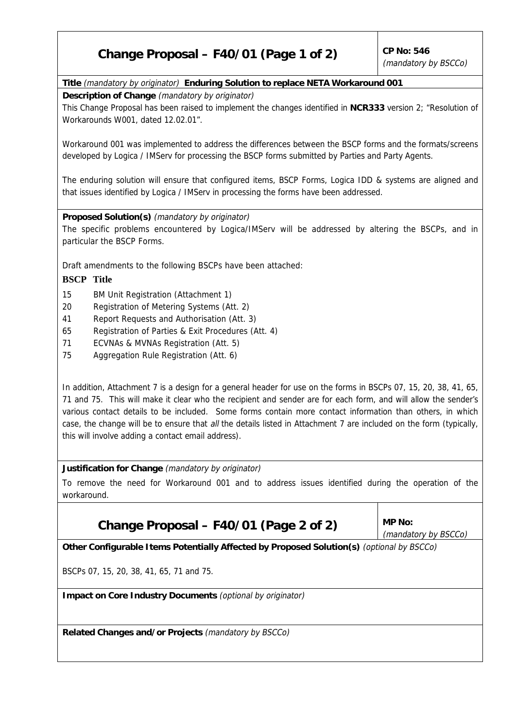# Change Proposal – F40/01 (Page 1 of 2)

**CP No: 546**
*(mandatory by BSCCo)*

**Title** *(mandatory by originator)* **Enduring Solution to replace NETA Workaround 001**

**Description of Change** *(mandatory by originator)*

This Change Proposal has been raised to implement the changes identified in **NCR333** version 2; "Resolution of Workarounds W001, dated 12.02.01".

Workaround 001 was implemented to address the differences between the BSCP forms and the formats/screens developed by Logica / IMServ for processing the BSCP forms submitted by Parties and Party Agents.

The enduring solution will ensure that configured items, BSCP Forms, Logica IDD & systems are aligned and that issues identified by Logica / IMServ in processing the forms have been addressed.

**Proposed Solution(s)** *(mandatory by originator)*

The specific problems encountered by Logica/IMServ will be addressed by altering the BSCPs, and in particular the BSCP Forms.

Draft amendments to the following BSCPs have been attached:

| BSCP | Title |
|---|---|
| 15 | BM Unit Registration (Attachment 1) |
| 20 | Registration of Metering Systems (Att. 2) |
| 41 | Report Requests and Authorisation (Att. 3) |
| 65 | Registration of Parties & Exit Procedures (Att. 4) |
| 71 | ECVNAs & MVNAs Registration (Att. 5) |
| 75 | Aggregation Rule Registration (Att. 6) |

In addition, Attachment 7 is a design for a general header for use on the forms in BSCPs 07, 15, 20, 38, 41, 65, 71 and 75. This will make it clear who the recipient and sender are for each form, and will allow the sender's various contact details to be included. Some forms contain more contact information than others, in which case, the change will be to ensure that *all* the details listed in Attachment 7 are included on the form (typically, this will involve adding a contact email address).

**Justification for Change** *(mandatory by originator)*

To remove the need for Workaround 001 and to address issues identified during the operation of the workaround.

# Change Proposal – F40/01 (Page 2 of 2)

**MP No:**
*(mandatory by BSCCo)*

**Other Configurable Items Potentially Affected by Proposed Solution(s)** *(optional by BSCCo)*

BSCPs 07, 15, 20, 38, 41, 65, 71 and 75.

**Impact on Core Industry Documents** *(optional by originator)*

**Related Changes and/or Projects** *(mandatory by BSCCo)*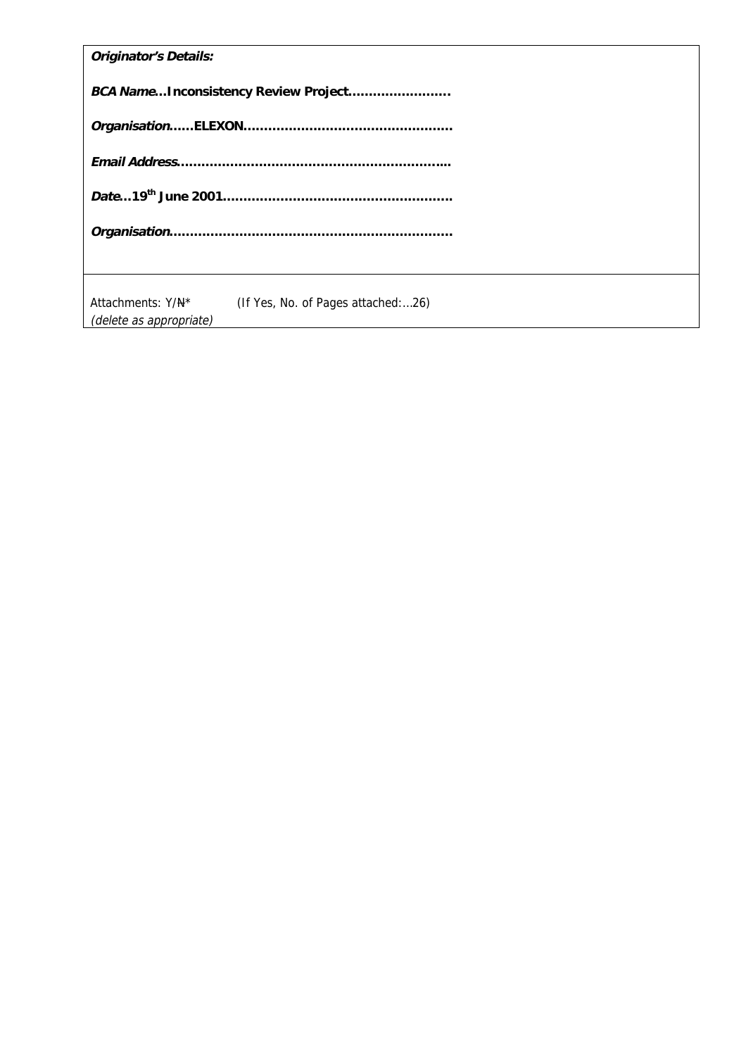***Originator's Details:***

***BCA Name*…Inconsistency Review Project……………………**

***Organisation*……ELEXON…………………………………………**

***Email Address*…………………………………………………..**

***Date*…19th June 2001……………………………………………**

***Organisation*………………………………………………………**

Attachments: Y/~~N~~* (If Yes, No. of Pages attached:…26)

*(delete as appropriate)*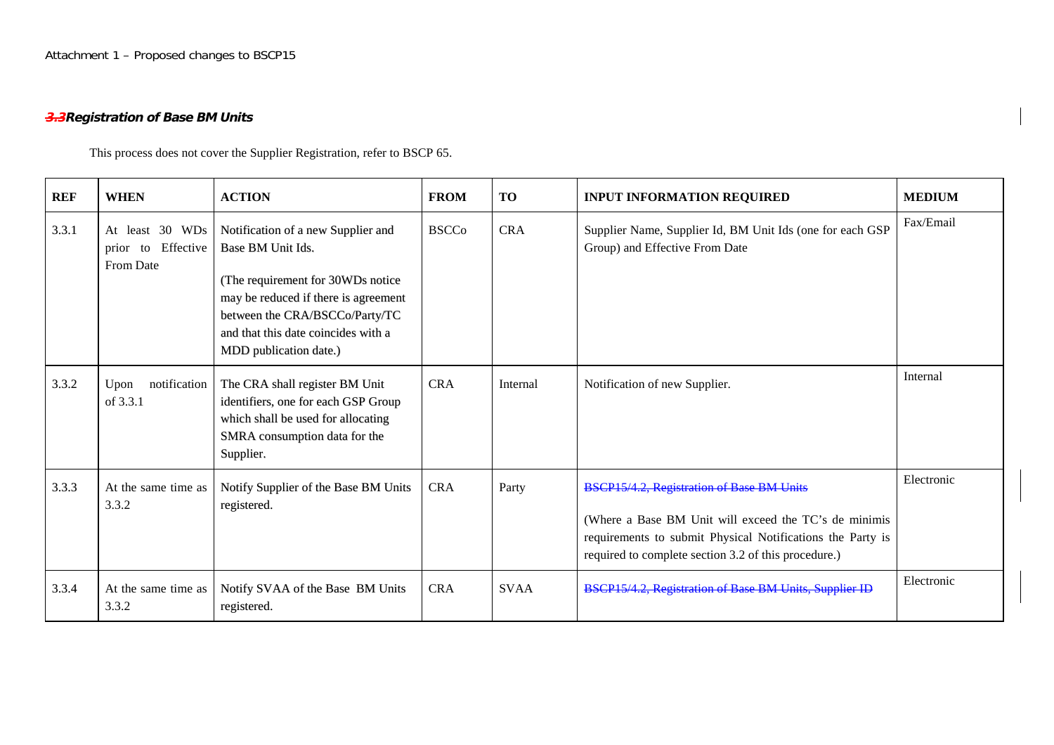Attachment 1 – Proposed changes to BSCP15

### ~~3.3~~ *Registration of Base BM Units*

This process does not cover the Supplier Registration, refer to BSCP 65.

| REF | WHEN | ACTION | FROM | TO | INPUT INFORMATION REQUIRED | MEDIUM |
|---|---|---|---|---|---|---|
| 3.3.1 | At least 30 WDs prior to Effective From Date | Notification of a new Supplier and Base BM Unit Ids.<br><br>(The requirement for 30WDs notice may be reduced if there is agreement between the CRA/BSCCo/Party/TC and that this date coincides with a MDD publication date.) | BSCCo | CRA | Supplier Name, Supplier Id, BM Unit Ids (one for each GSP Group) and Effective From Date | Fax/Email |
| 3.3.2 | Upon notification of 3.3.1 | The CRA shall register BM Unit identifiers, one for each GSP Group which shall be used for allocating SMRA consumption data for the Supplier. | CRA | Internal | Notification of new Supplier. | Internal |
| 3.3.3 | At the same time as 3.3.2 | Notify Supplier of the Base BM Units registered. | CRA | Party | ~~BSCP15/4.2, Registration of Base BM Units~~<br><br>(Where a Base BM Unit will exceed the TC's de minimis requirements to submit Physical Notifications the Party is required to complete section 3.2 of this procedure.) | Electronic |
| 3.3.4 | At the same time as 3.3.2 | Notify SVAA of the Base BM Units registered. | CRA | SVAA | ~~BSCP15/4.2, Registration of Base BM Units, Supplier ID~~ | Electronic |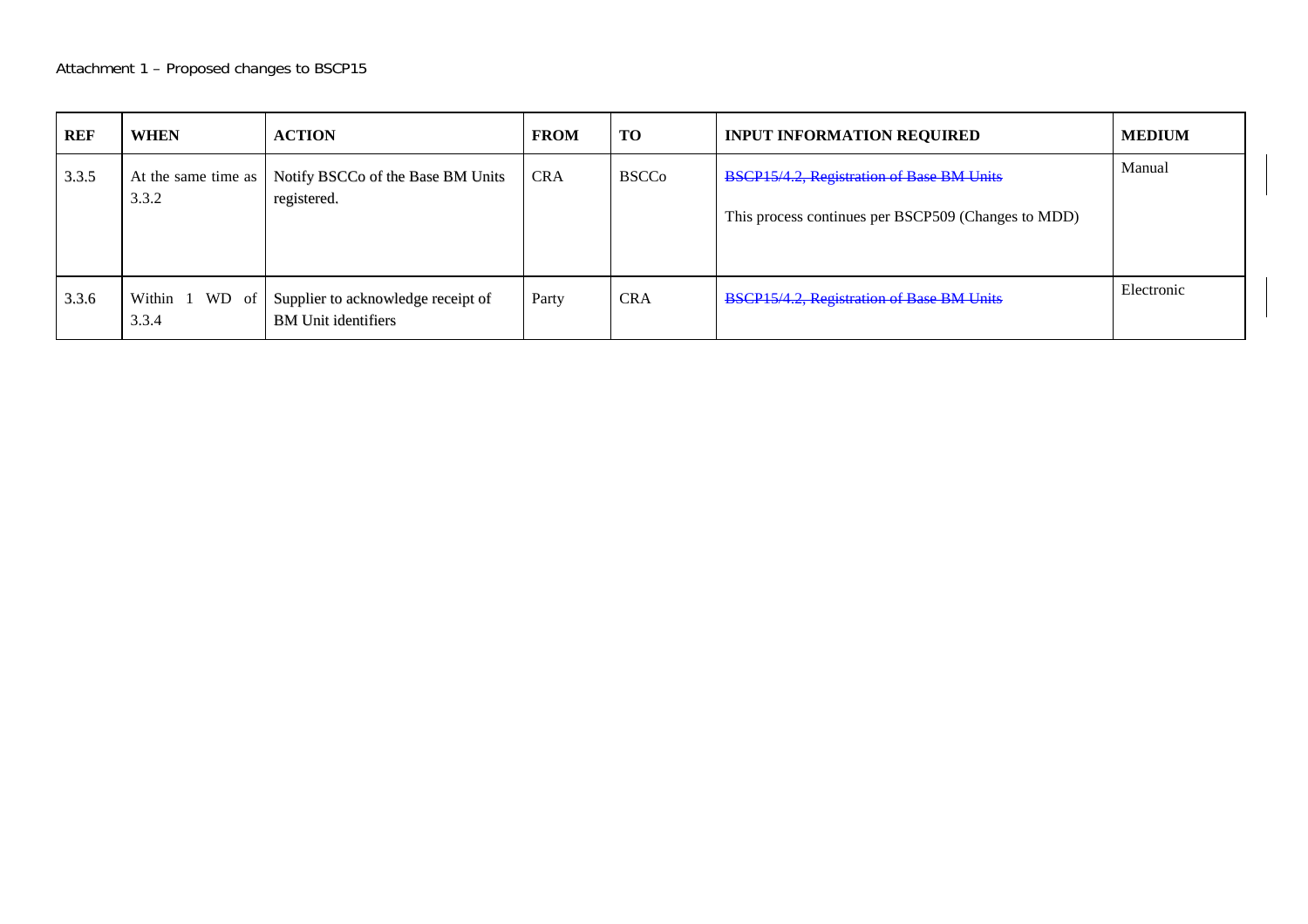Attachment 1 – Proposed changes to BSCP15

| REF | WHEN | ACTION | FROM | TO | INPUT INFORMATION REQUIRED | MEDIUM |
|---|---|---|---|---|---|---|
| 3.3.5 | At the same time as 3.3.2 | Notify BSCCo of the Base BM Units registered. | CRA | BSCCo | ~~BSCP15/4.2, Registration of Base BM Units~~<br><br>This process continues per BSCP509 (Changes to MDD) | Manual |
| 3.3.6 | Within 1 WD of 3.3.4 | Supplier to acknowledge receipt of BM Unit identifiers | Party | CRA | ~~BSCP15/4.2, Registration of Base BM Units~~ | Electronic |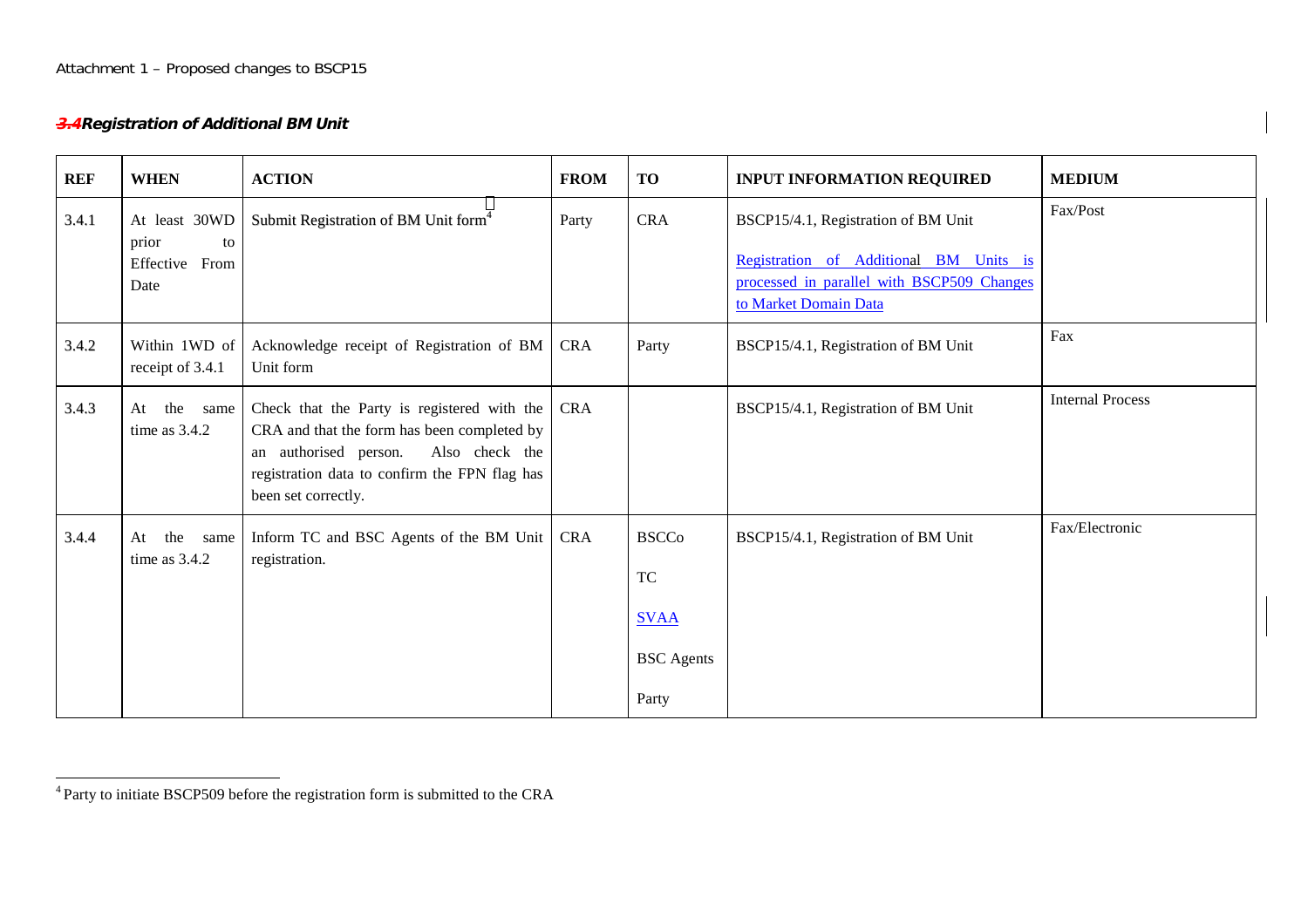### 3.4 Registration of Additional BM Unit

| REF | WHEN | ACTION | FROM | TO | INPUT INFORMATION REQUIRED | MEDIUM |
|---|---|---|---|---|---|---|
| 3.4.1 | At least 30WD prior to Effective From Date | Submit Registration of BM Unit form[4] | Party | CRA | BSCP15/4.1, Registration of BM Unit<br><br>Registration of Additional BM Units is processed in parallel with BSCP509 Changes to Market Domain Data | Fax/Post |
| 3.4.2 | Within 1WD of receipt of 3.4.1 | Acknowledge receipt of Registration of BM Unit form | CRA | Party | BSCP15/4.1, Registration of BM Unit | Fax |
| 3.4.3 | At the same time as 3.4.2 | Check that the Party is registered with the CRA and that the form has been completed by an authorised person. Also check the registration data to confirm the FPN flag has been set correctly. | CRA | | BSCP15/4.1, Registration of BM Unit | Internal Process |
| 3.4.4 | At the same time as 3.4.2 | Inform TC and BSC Agents of the BM Unit registration. | CRA | BSCCo<br>TC<br>SVAA<br>BSC Agents<br>Party | BSCP15/4.1, Registration of BM Unit | Fax/Electronic |

[4] Party to initiate BSCP509 before the registration form is submitted to the CRA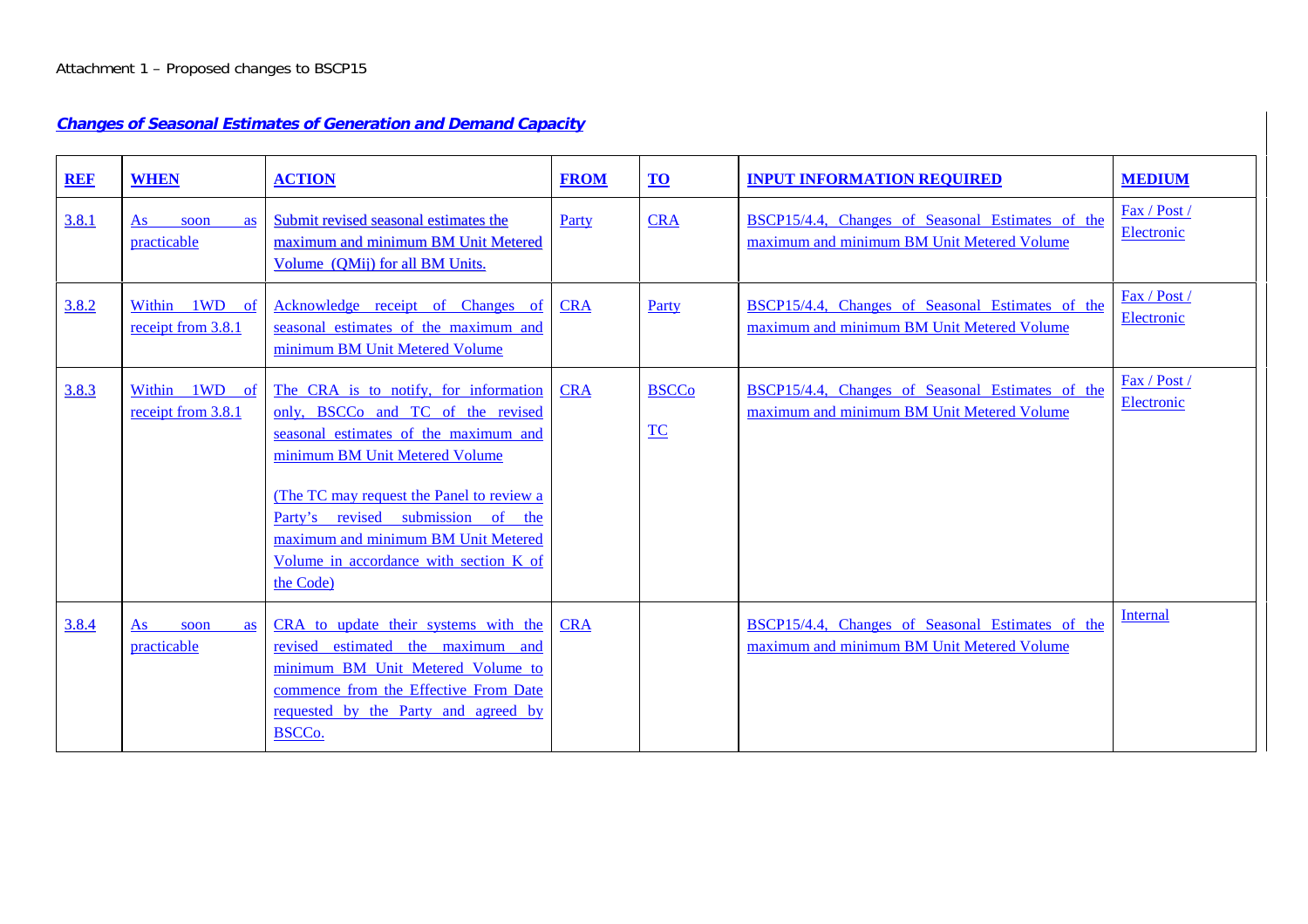Attachment 1 – Proposed changes to BSCP15

***Changes of Seasonal Estimates of Generation and Demand Capacity***

| REF | WHEN | ACTION | FROM | TO | INPUT INFORMATION REQUIRED | MEDIUM |
|---|---|---|---|---|---|---|
| 3.8.1 | As soon as practicable | Submit revised seasonal estimates the maximum and minimum BM Unit Metered Volume (QMij) for all BM Units. | Party | CRA | BSCP15/4.4, Changes of Seasonal Estimates of the maximum and minimum BM Unit Metered Volume | Fax / Post / Electronic |
| 3.8.2 | Within 1WD of receipt from 3.8.1 | Acknowledge receipt of Changes of seasonal estimates of the maximum and minimum BM Unit Metered Volume | CRA | Party | BSCP15/4.4, Changes of Seasonal Estimates of the maximum and minimum BM Unit Metered Volume | Fax / Post / Electronic |
| 3.8.3 | Within 1WD of receipt from 3.8.1 | The CRA is to notify, for information only, BSCCo and TC of the revised seasonal estimates of the maximum and minimum BM Unit Metered Volume<br><br>(The TC may request the Panel to review a Party's revised submission of the maximum and minimum BM Unit Metered Volume in accordance with section K of the Code) | CRA | BSCCo<br><br>TC | BSCP15/4.4, Changes of Seasonal Estimates of the maximum and minimum BM Unit Metered Volume | Fax / Post / Electronic |
| 3.8.4 | As soon as practicable | CRA to update their systems with the revised estimated the maximum and minimum BM Unit Metered Volume to commence from the Effective From Date requested by the Party and agreed by BSCCo. | CRA | | BSCP15/4.4, Changes of Seasonal Estimates of the maximum and minimum BM Unit Metered Volume | Internal |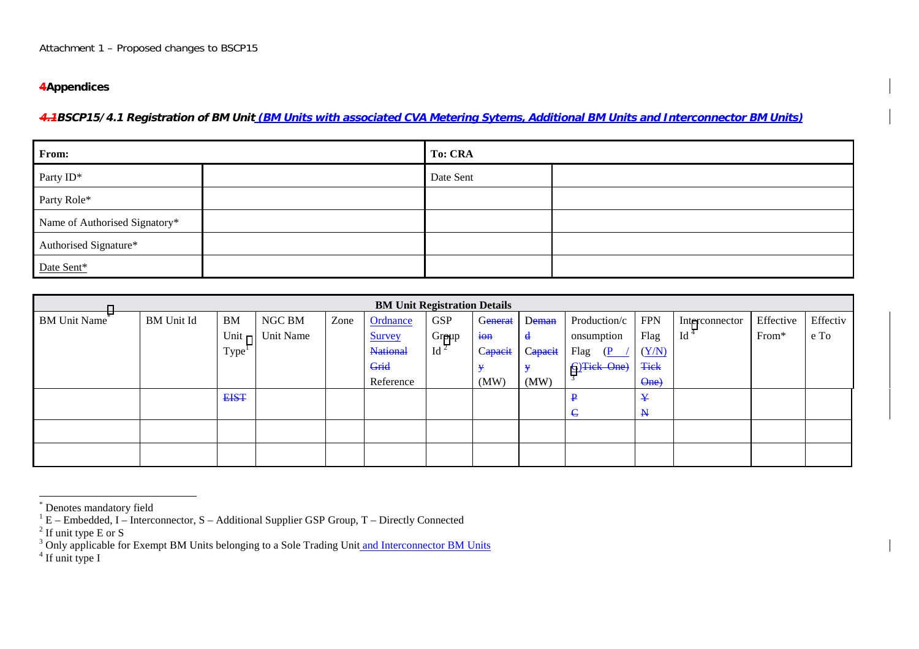Attachment 1 – Proposed changes to BSCP15

# 4 Appendices

## *4.1 BSCP15/4.1 Registration of BM Unit (BM Units with associated CVA Metering Sytems, Additional BM Units and Interconnector BM Units)*

| From: | | To: CRA | |
|---|---|---|---|
| Party ID* | | Date Sent | |
| Party Role* | | | |
| Name of Authorised Signatory* | | | |
| Authorised Signature* | | | |
| Date Sent* | | | |

| BM Unit Registration Details | | | | | | | | | | | | | |
|---|---|---|---|---|---|---|---|---|---|---|---|---|---|
| BM Unit Name* | BM Unit Id | BM Unit Type[1] | NGC BM Unit Name | Zone | Ordnance Survey ~~National Grid~~ Reference | GSP Group Id[2] | ~~Generation Capacity~~ (MW) | ~~Demand Capacity~~ (MW) | Production/consumption Flag (P / C)~~Tick One~~[3] | FPN Flag (Y/N) ~~Tick One~~ | Interconnector Id[4] | Effective From* | Effective To |
| | | ~~EIST~~ | | | | | | | ~~P~~ ~~C~~ | ~~Y~~ ~~N~~ | | | |
| | | | | | | | | | | | | | |
| | | | | | | | | | | | | | |

* Denotes mandatory field

[1] E – Embedded, I – Interconnector, S – Additional Supplier GSP Group, T – Directly Connected

[2] If unit type E or S

[3] Only applicable for Exempt BM Units belonging to a Sole Trading Unit and Interconnector BM Units

[4] If unit type I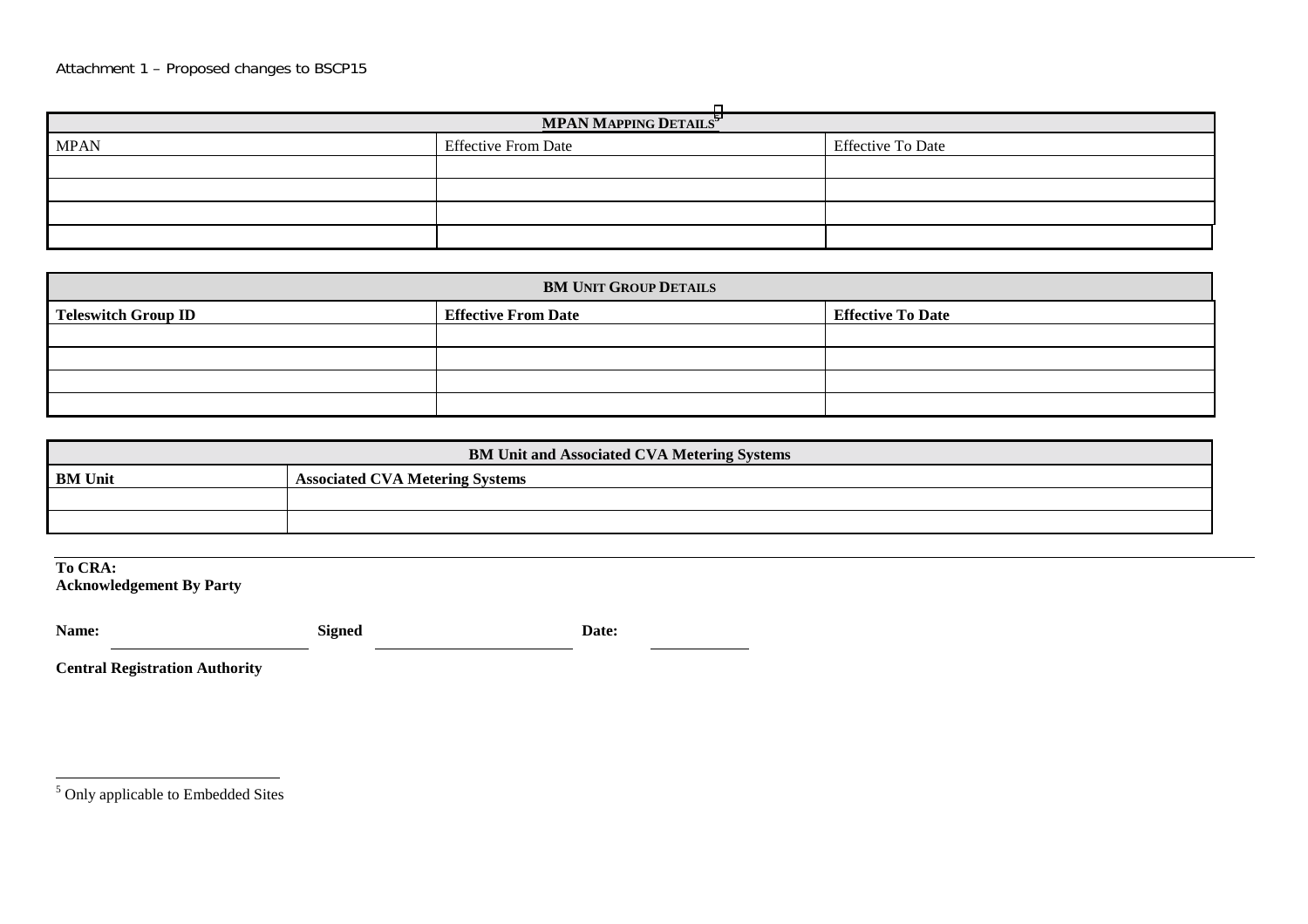| MPAN Mapping Details[5] | | |
|---|---|---|
| MPAN | Effective From Date | Effective To Date |
| | | |
| | | |
| | | |
| | | |

| **BM Unit Group Details** | | |
|---|---|---|
| **Teleswitch Group ID** | **Effective From Date** | **Effective To Date** |
| | | |
| | | |
| | | |
| | | |

| **BM Unit and Associated CVA Metering Systems** | |
|---|---|
| **BM Unit** | **Associated CVA Metering Systems** |
| | |
| | |

**To CRA:**
**Acknowledgement By Party**

**Name:** \_\_\_\_\_\_\_\_\_\_\_\_\_\_\_\_\_\_\_\_ **Signed** \_\_\_\_\_\_\_\_\_\_\_\_\_\_\_\_\_\_\_\_ **Date:** \_\_\_\_\_\_\_\_\_\_

**Central Registration Authority**

[5] Only applicable to Embedded Sites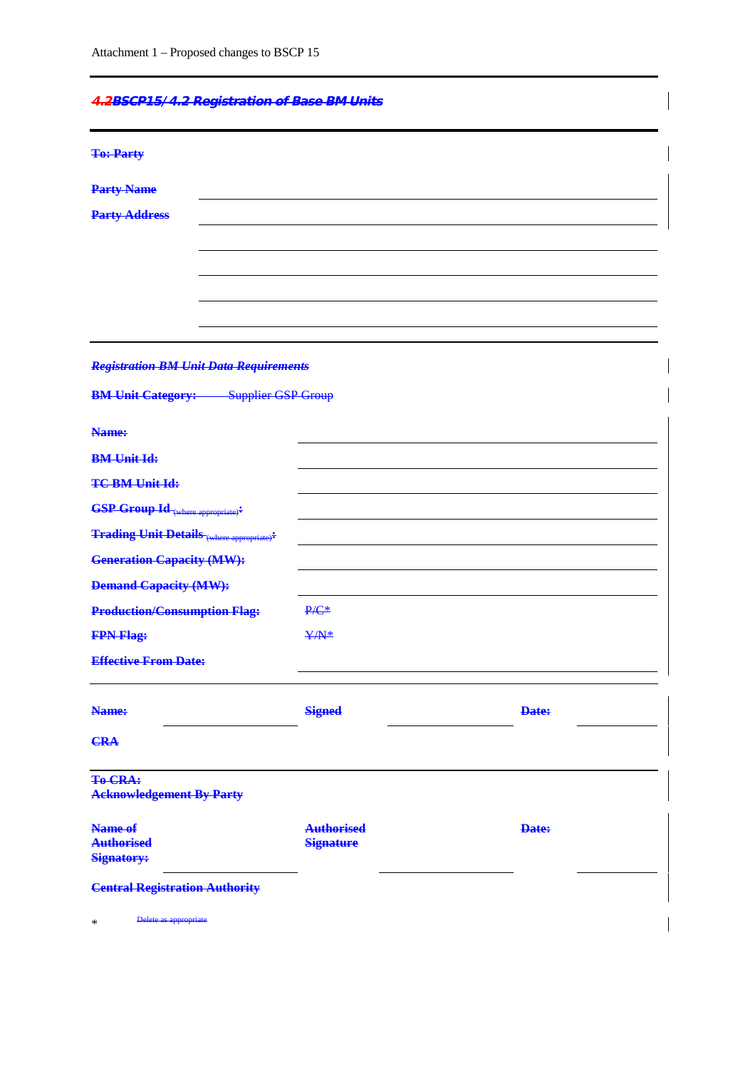## ~~4.2BSCP15/4.2 Registration of Base BM Units~~

~~**To: Party**~~

~~**Party Name**~~ \_\_\_\_\_\_\_\_\_\_\_\_\_\_\_\_\_\_\_\_\_\_\_\_\_\_\_\_\_\_\_\_

~~**Party Address**~~ \_\_\_\_\_\_\_\_\_\_\_\_\_\_\_\_\_\_\_\_\_\_\_\_\_\_\_\_\_\_\_\_

~~***Registration BM Unit Data Requirements***~~

~~**BM Unit Category:**~~ ~~Supplier GSP Group~~

| | |
|---|---|
| ~~**Name:**~~ | |
| ~~**BM Unit Id:**~~ | |
| ~~**TC BM Unit Id:**~~ | |
| ~~**GSP Group Id** (where appropriate)**:**~~ | |
| ~~**Trading Unit Details** (where appropriate)**:**~~ | |
| ~~**Generation Capacity (MW):**~~ | |
| ~~**Demand Capacity (MW):**~~ | |
| ~~**Production/Consumption Flag:**~~ | ~~P/C*~~ |
| ~~**FPN Flag:**~~ | ~~Y/N*~~ |
| ~~**Effective From Date:**~~ | |

~~**Name:**~~ \_\_\_\_\_\_\_\_\_\_ ~~**Signed**~~ \_\_\_\_\_\_\_\_\_\_ ~~**Date:**~~ \_\_\_\_\_\_\_\_\_\_

~~**CRA**~~

~~**To CRA:**~~
~~**Acknowledgement By Party**~~

~~**Name of Authorised Signatory:**~~ \_\_\_\_\_\_\_\_\_\_ ~~**Authorised Signature**~~ \_\_\_\_\_\_\_\_\_\_ ~~**Date:**~~ \_\_\_\_\_\_\_\_\_\_

~~**Central Registration Authority**~~

\* ~~Delete as appropriate~~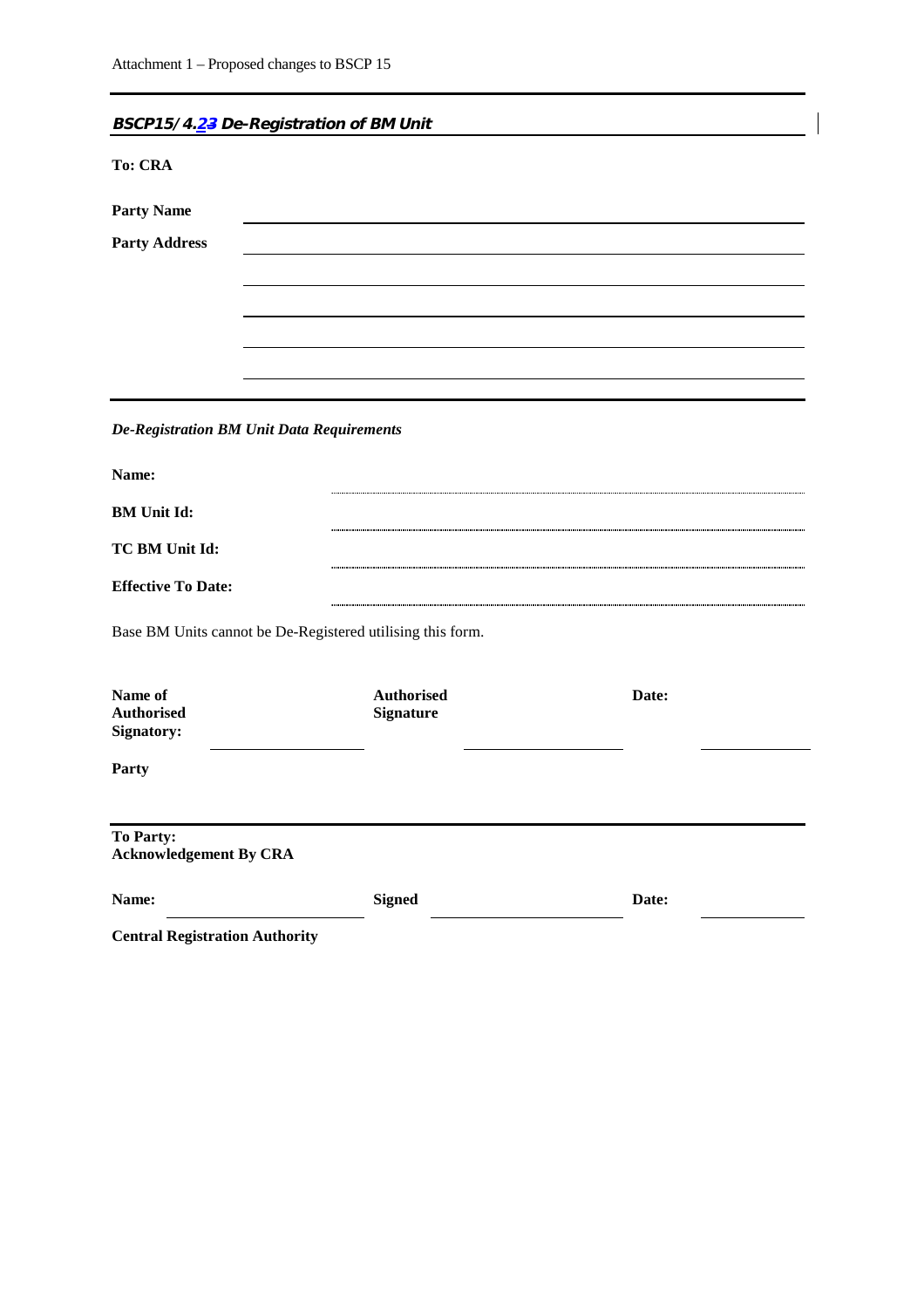## BSCP15/4.23 De-Registration of BM Unit

**To: CRA**

**Party Name** ____________________

**Party Address** ____________________

____________________

____________________

____________________

____________________

*De-Registration BM Unit Data Requirements*

**Name:** ....................

**BM Unit Id:** ....................

**TC BM Unit Id:** ....................

**Effective To Date:** ....................

Base BM Units cannot be De-Registered utilising this form.

| **Name of Authorised Signatory:** | | **Authorised Signature** | | **Date:** | |
|---|---|---|---|---|---|

**Party**

**To Party:**
**Acknowledgement By CRA**

| **Name:** | | **Signed** | | **Date:** | |
|---|---|---|---|---|---|

**Central Registration Authority**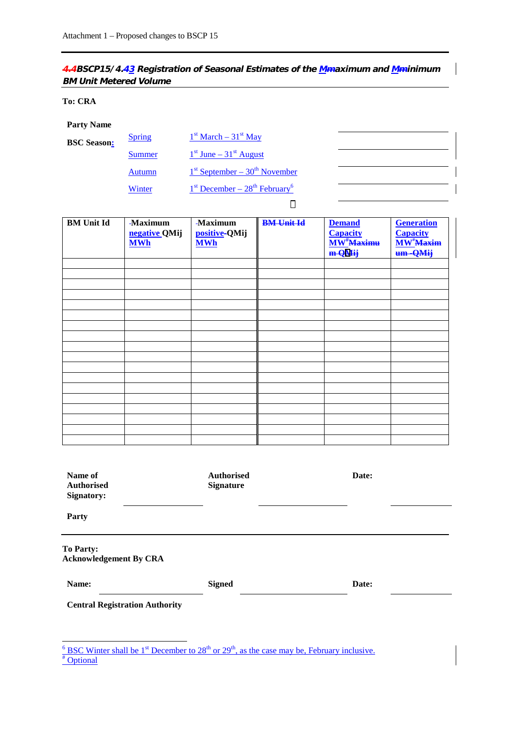### 4.4BSCP15/4.43 Registration of Seasonal Estimates of the MMaximum and MMinimum BM Unit Metered Volume

**To: CRA**

**Party Name**

**BSC Season:**

| | | |
|---|---|---|
| Spring | 1st March – 31st May | |
| Summer | 1st June – 31st August | |
| Autumn | 1st September – 30th November | |
| Winter | 1st December – 28th February[6] | |

| BM Unit Id | Maximum negative QMij MWh | Maximum positive QMij MWh | ~~BM Unit Id~~ | Demand Capacity MW[#] ~~Maximum QMij~~ | Generation Capacity MW[#] ~~Maximum QMij~~ |
|---|---|---|---|---|---|
| | | | | | |
| | | | | | |
| | | | | | |
| | | | | | |
| | | | | | |
| | | | | | |
| | | | | | |
| | | | | | |
| | | | | | |
| | | | | | |
| | | | | | |
| | | | | | |
| | | | | | |
| | | | | | |
| | | | | | |
| | | | | | |
| | | | | | |
| | | | | | |

**Name of Authorised Signatory:** ____________ **Authorised Signature** ____________ **Date:** ____________

**Party**

---

**To Party:**
**Acknowledgement By CRA**

**Name:** ____________ **Signed** ____________ **Date:** ____________

**Central Registration Authority**

---

[6] BSC Winter shall be 1st December to 28th or 29th, as the case may be, February inclusive.

[#] Optional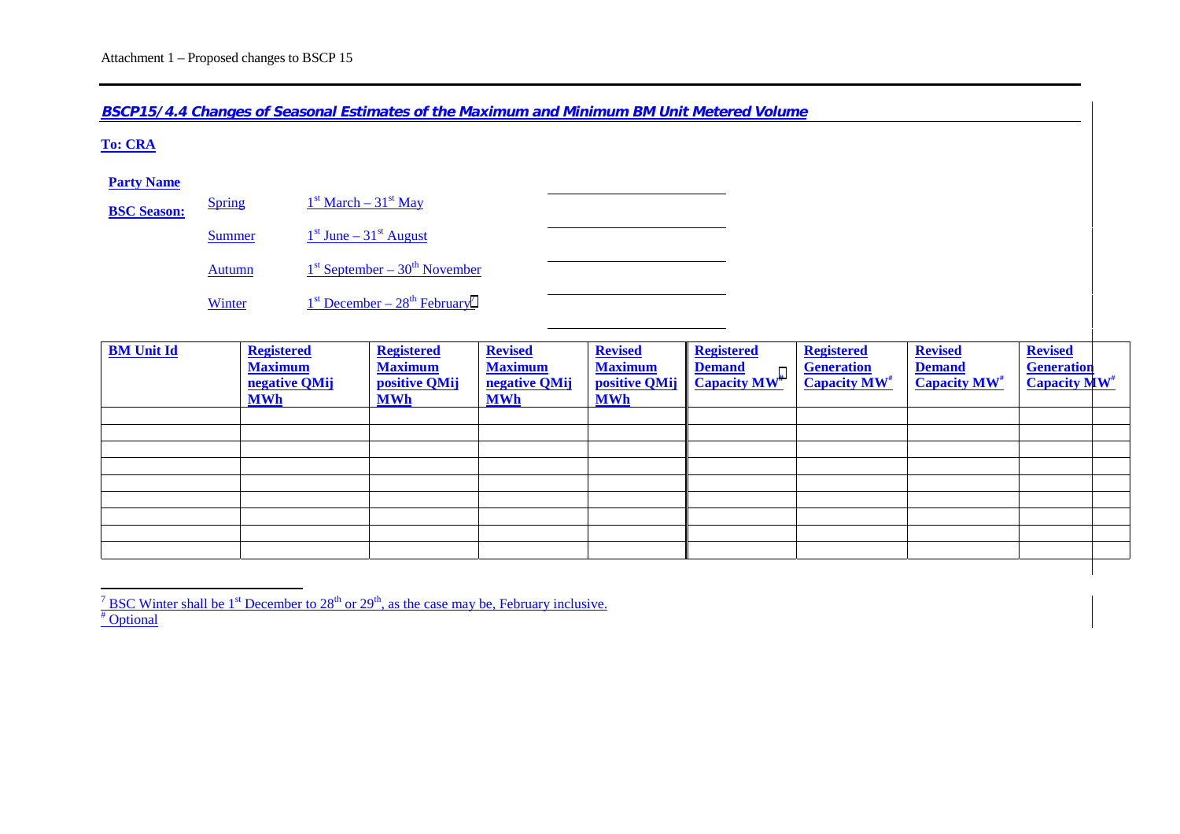Attachment 1 – Proposed changes to BSCP 15

***BSCP15/4.4 Changes of Seasonal Estimates of the Maximum and Minimum BM Unit Metered Volume***

**To: CRA**

**Party Name**

**BSC Season:**

| | | |
|---|---|---|
| Spring | 1st March – 31st May | ______________ |
| Summer | 1st June – 31st August | ______________ |
| Autumn | 1st September – 30th November | ______________ |
| Winter | 1st December – 28th February[7] | ______________ |

| BM Unit Id | Registered Maximum negative QMij MWh | Registered Maximum positive QMij MWh | Revised Maximum negative QMij MWh | Revised Maximum positive QMij MWh | Registered Demand Capacity MW[#] | Registered Generation Capacity MW[#] | Revised Demand Capacity MW[#] | Revised Generation Capacity MW[#] |
|---|---|---|---|---|---|---|---|---|
| | | | | | | | | |
| | | | | | | | | |
| | | | | | | | | |
| | | | | | | | | |
| | | | | | | | | |
| | | | | | | | | |
| | | | | | | | | |
| | | | | | | | | |
| | | | | | | | | |

[7] BSC Winter shall be 1st December to 28th or 29th, as the case may be, February inclusive.

[#] Optional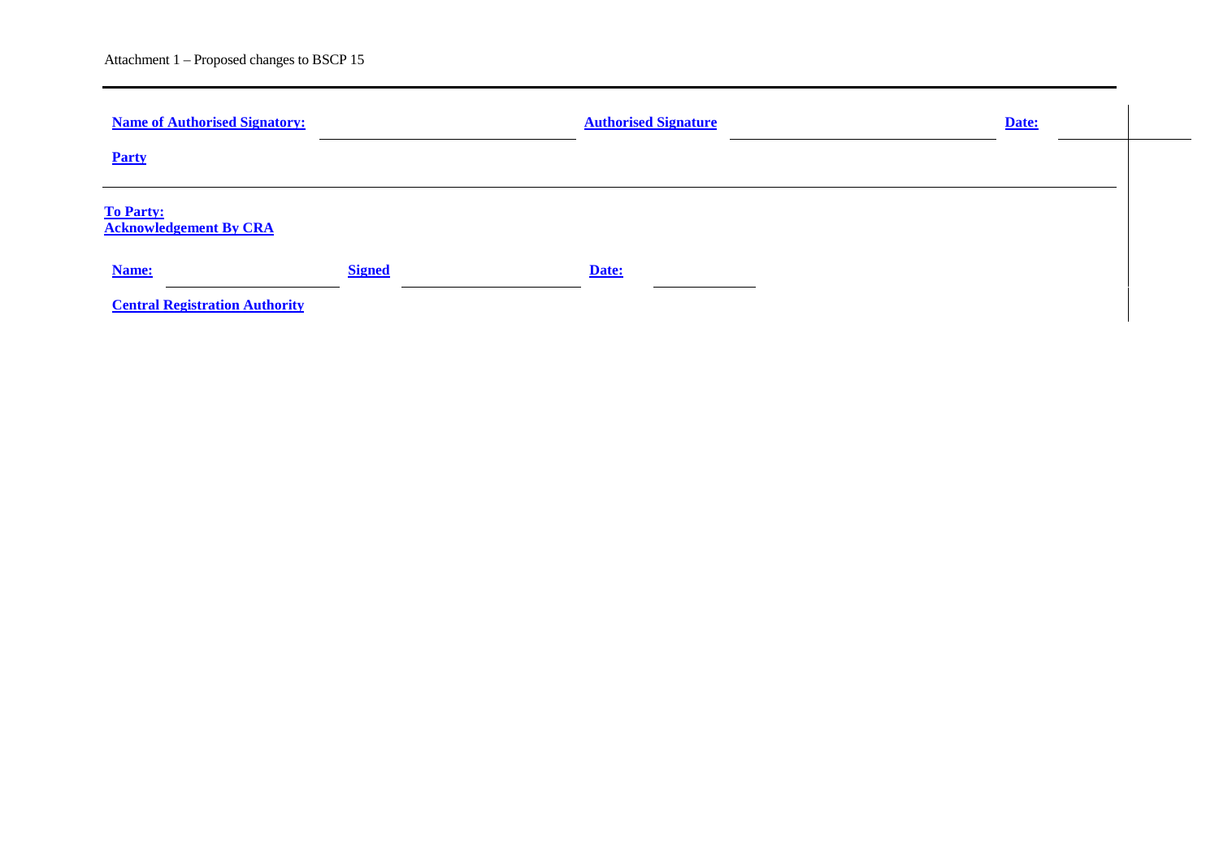**Name of Authorised Signatory:** ______________________ **Authorised Signature** ______________________ **Date:** ____________

**Party**

---

**To Party:**
**Acknowledgement By CRA**

**Name:** ______________ **Signed** ______________ **Date:** __________

**Central Registration Authority**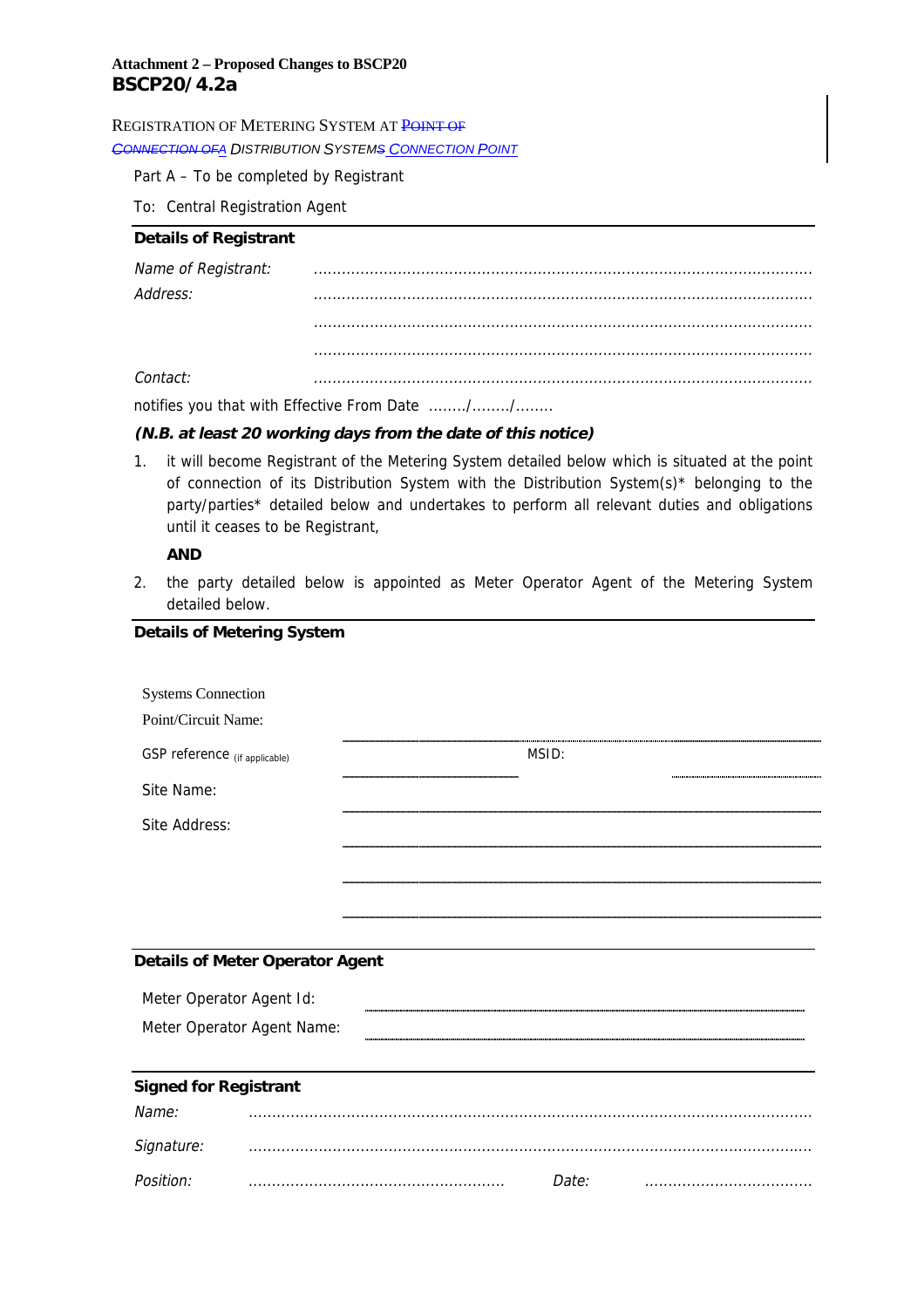**Attachment 2 – Proposed Changes to BSCP20**

**BSCP20/4.2a**

REGISTRATION OF METERING SYSTEM AT ~~POINT OF CONNECTION OF~~A DISTRIBUTION SYSTEM~~S~~ CONNECTION POINT

Part A – To be completed by Registrant

To: Central Registration Agent

**Details of Registrant**

*Name of Registrant:* ..........................................................................................................

*Address:* ..........................................................................................................

..........................................................................................................

..........................................................................................................

*Contact:* ..........................................................................................................

notifies you that with Effective From Date ......../......../........

***(N.B. at least 20 working days from the date of this notice)***

1. it will become Registrant of the Metering System detailed below which is situated at the point of connection of its Distribution System with the Distribution System(s)* belonging to the party/parties* detailed below and undertakes to perform all relevant duties and obligations until it ceases to be Registrant,

   **AND**

2. the party detailed below is appointed as Meter Operator Agent of the Metering System detailed below.

**Details of Metering System**

Systems Connection Point/Circuit Name: ______________________________

GSP reference (if applicable) ______________ MSID: ______________

Site Name: ______________________________

Site Address: ______________________________

______________________________

______________________________

**Details of Meter Operator Agent**

Meter Operator Agent Id: ______________________________

Meter Operator Agent Name: ______________________________

**Signed for Registrant**

*Name:* ..........................................................................................................

*Signature:* ..........................................................................................................

*Position:* ...................................................... *Date:* ....................................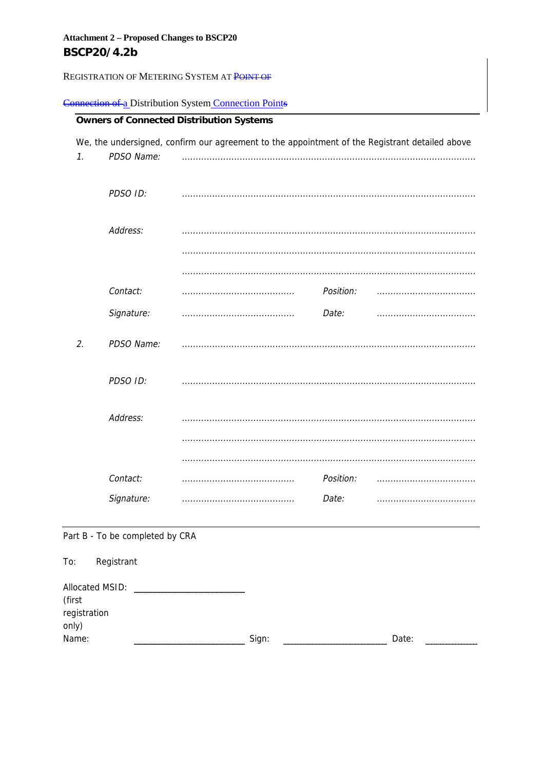**Attachment 2 – Proposed Changes to BSCP20**

## BSCP20/4.2b

REGISTRATION OF METERING SYSTEM AT ~~POINT OF~~

~~Connection of~~ a Distribution System Connection Point~~s~~

**Owners of Connected Distribution Systems**

We, the undersigned, confirm our agreement to the appointment of the Registrant detailed above

1. *PDSO Name:* ............................................................................................................

   *PDSO ID:* ............................................................................................................

   *Address:* ............................................................................................................

   ............................................................................................................

   ............................................................................................................

   *Contact:* .......................................... *Position:* ....................................

   *Signature:* .......................................... *Date:* ....................................

2. *PDSO Name:* ............................................................................................................

   *PDSO ID:* ............................................................................................................

   *Address:* ............................................................................................................

   ............................................................................................................

   ............................................................................................................

   *Contact:* .......................................... *Position:* ....................................

   *Signature:* .......................................... *Date:* ....................................

---

Part B - To be completed by CRA

To: Registrant

Allocated MSID: (first registration only) ______________________

Name: ______________________ Sign: ______________________ Date: ____________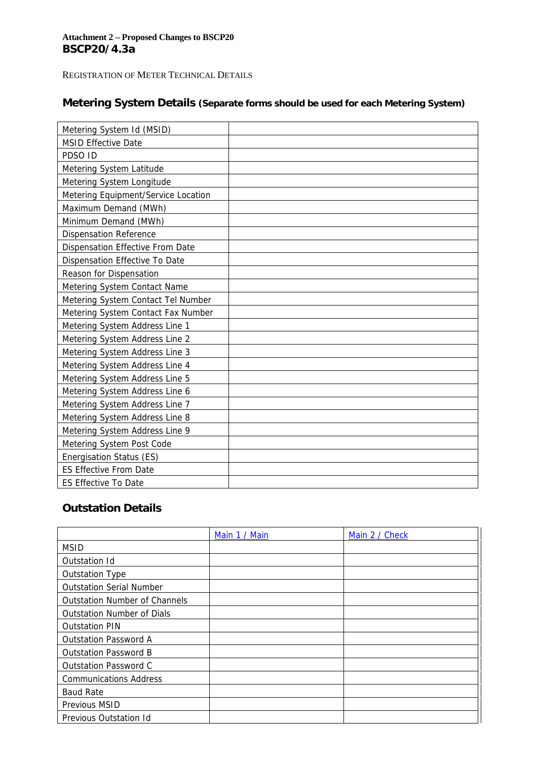**Attachment 2 – Proposed Changes to BSCP20**
**BSCP20/4.3a**

REGISTRATION OF METER TECHNICAL DETAILS

## Metering System Details (Separate forms should be used for each Metering System)

| | |
|---|---|
| Metering System Id (MSID) | |
| MSID Effective Date | |
| PDSO ID | |
| Metering System Latitude | |
| Metering System Longitude | |
| Metering Equipment/Service Location | |
| Maximum Demand (MWh) | |
| Minimum Demand (MWh) | |
| Dispensation Reference | |
| Dispensation Effective From Date | |
| Dispensation Effective To Date | |
| Reason for Dispensation | |
| Metering System Contact Name | |
| Metering System Contact Tel Number | |
| Metering System Contact Fax Number | |
| Metering System Address Line 1 | |
| Metering System Address Line 2 | |
| Metering System Address Line 3 | |
| Metering System Address Line 4 | |
| Metering System Address Line 5 | |
| Metering System Address Line 6 | |
| Metering System Address Line 7 | |
| Metering System Address Line 8 | |
| Metering System Address Line 9 | |
| Metering System Post Code | |
| Energisation Status (ES) | |
| ES Effective From Date | |
| ES Effective To Date | |

## Outstation Details

| | Main 1 / Main | Main 2 / Check |
|---|---|---|
| MSID | | |
| Outstation Id | | |
| Outstation Type | | |
| Outstation Serial Number | | |
| Outstation Number of Channels | | |
| Outstation Number of Dials | | |
| Outstation PIN | | |
| Outstation Password A | | |
| Outstation Password B | | |
| Outstation Password C | | |
| Communications Address | | |
| Baud Rate | | |
| Previous MSID | | |
| Previous Outstation Id | | |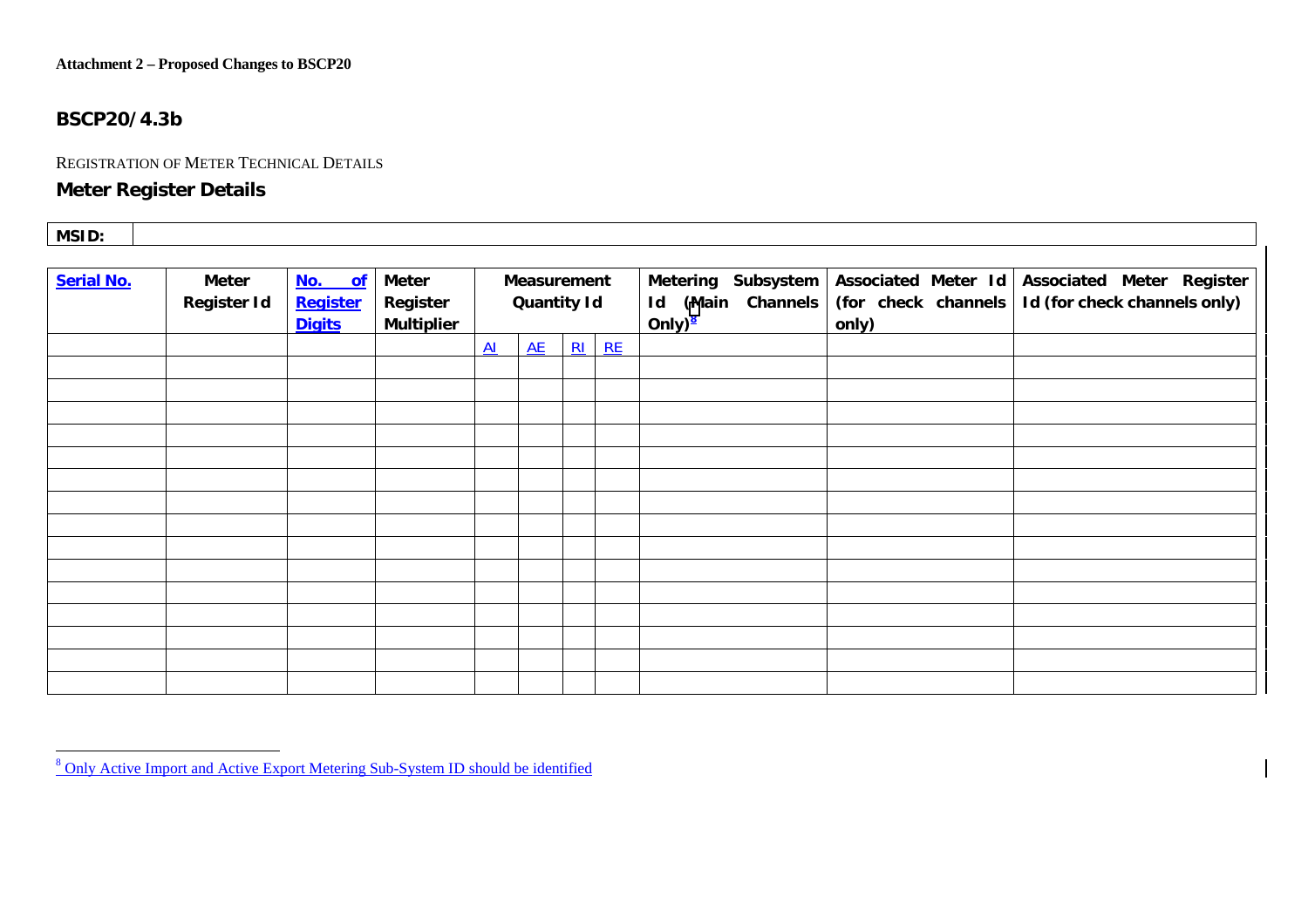**Attachment 2 – Proposed Changes to BSCP20**

## BSCP20/4.3b

REGISTRATION OF METER TECHNICAL DETAILS

## Meter Register Details

| MSID: | |
|---|---|

| Serial No. | Meter Register Id | No. of Register Digits | Meter Register Multiplier | Measurement Quantity Id | | | | Metering Subsystem Id (Main Channels Only)[8] | Associated Meter Id (for check channels only) | Associated Meter Register Id (for check channels only) |
|---|---|---|---|---|---|---|---|---|---|---|
| | | | | AI | AE | RI | RE | | | |
| | | | | | | | | | | |
| | | | | | | | | | | |
| | | | | | | | | | | |
| | | | | | | | | | | |
| | | | | | | | | | | |
| | | | | | | | | | | |
| | | | | | | | | | | |
| | | | | | | | | | | |
| | | | | | | | | | | |
| | | | | | | | | | | |
| | | | | | | | | | | |
| | | | | | | | | | | |
| | | | | | | | | | | |
| | | | | | | | | | | |
| | | | | | | | | | | |

[8] Only Active Import and Active Export Metering Sub-System ID should be identified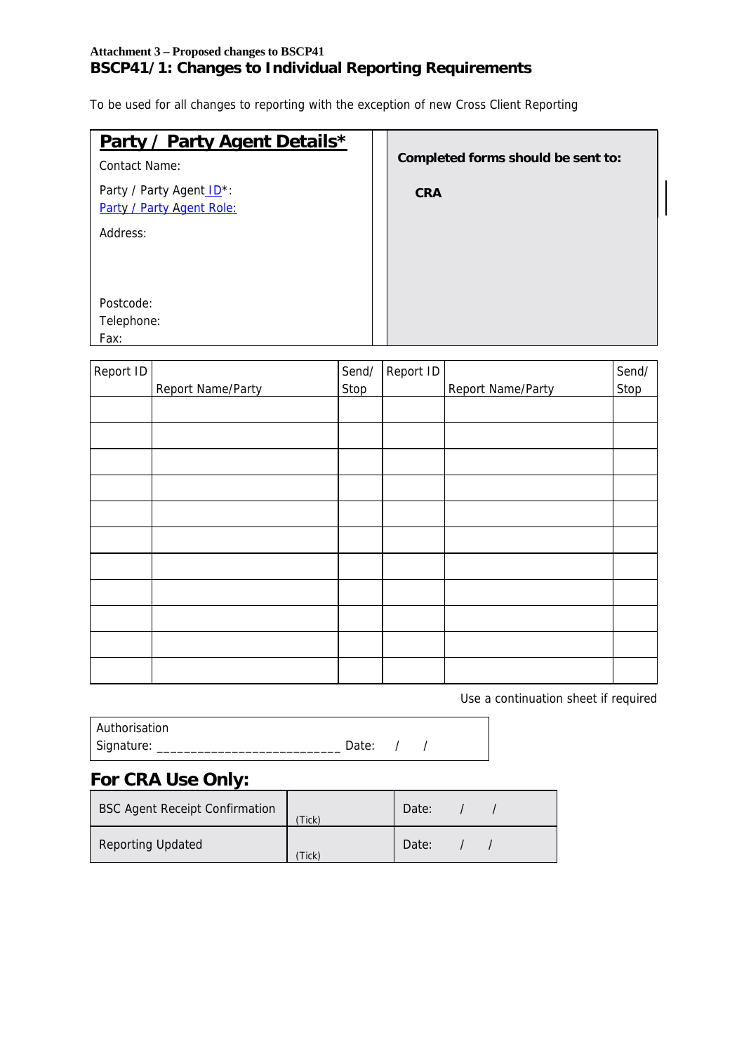**Attachment 3 – Proposed changes to BSCP41**

# BSCP41/1: Changes to Individual Reporting Requirements

To be used for all changes to reporting with the exception of new Cross Client Reporting

| **Party / Party Agent Details*** | **Completed forms should be sent to:** |
|---|---|
| Contact Name: | **CRA** |
| Party / Party Agent ID*: | |
| Party / Party Agent Role: | |
| Address: | |
| Postcode: | |
| Telephone: | |
| Fax: | |

| Report ID | Report Name/Party | Send/ Stop | Report ID | Report Name/Party | Send/ Stop |
|---|---|---|---|---|---|
| | | | | | |
| | | | | | |
| | | | | | |
| | | | | | |
| | | | | | |
| | | | | | |
| | | | | | |
| | | | | | |
| | | | | | |
| | | | | | |
| | | | | | |

Use a continuation sheet if required

Authorisation
Signature: _________________________ Date: / /

## For CRA Use Only:

| | | |
|---|---|---|
| BSC Agent Receipt Confirmation | (Tick) | Date: / / |
| Reporting Updated | (Tick) | Date: / / |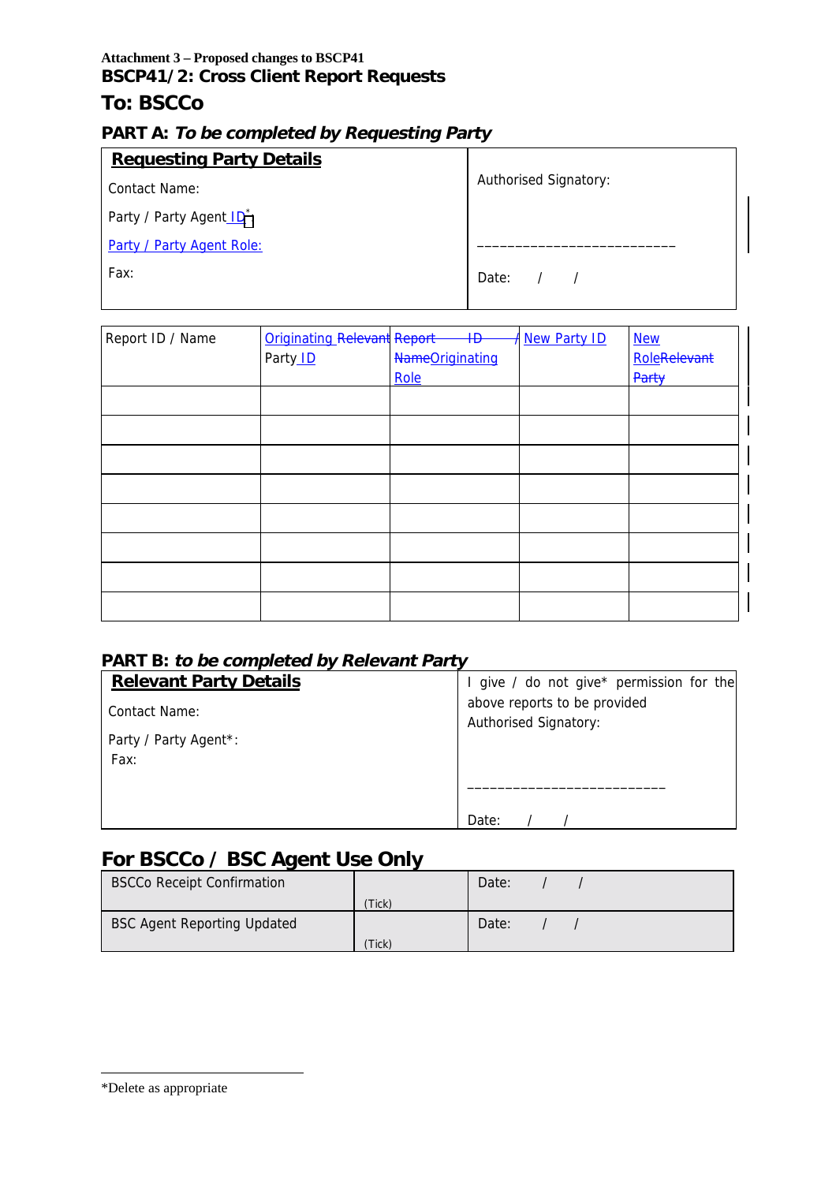Attachment 3 – Proposed changes to BSCP41

**BSCP41/2: Cross Client Report Requests**

## To: BSCCo

### PART A: *To be completed by Requesting Party*

| **Requesting Party Details** | Authorised Signatory: |
|---|---|
| Contact Name: | |
| Party / Party Agent ID* | |
| Party / Party Agent Role: | _________________________ |
| Fax: | Date: / / |

| Report ID / Name | Originating ~~Relevant~~ Party ID | ~~Report ID / Name~~Originating Role | New Party ID | New Role~~Relevant Party~~ |
|---|---|---|---|---|
| | | | | |
| | | | | |
| | | | | |
| | | | | |
| | | | | |
| | | | | |
| | | | | |
| | | | | |

### PART B: *to be completed by Relevant Party*

| **Relevant Party Details** | I give / do not give* permission for the above reports to be provided |
|---|---|
| Contact Name: | Authorised Signatory: |
| Party / Party Agent*: | |
| Fax: | _________________________ |
| | Date: / / |

## For BSCCo / BSC Agent Use Only

| BSCCo Receipt Confirmation | (Tick) | Date: / / |
|---|---|---|
| BSC Agent Reporting Updated | (Tick) | Date: / / |

*Delete as appropriate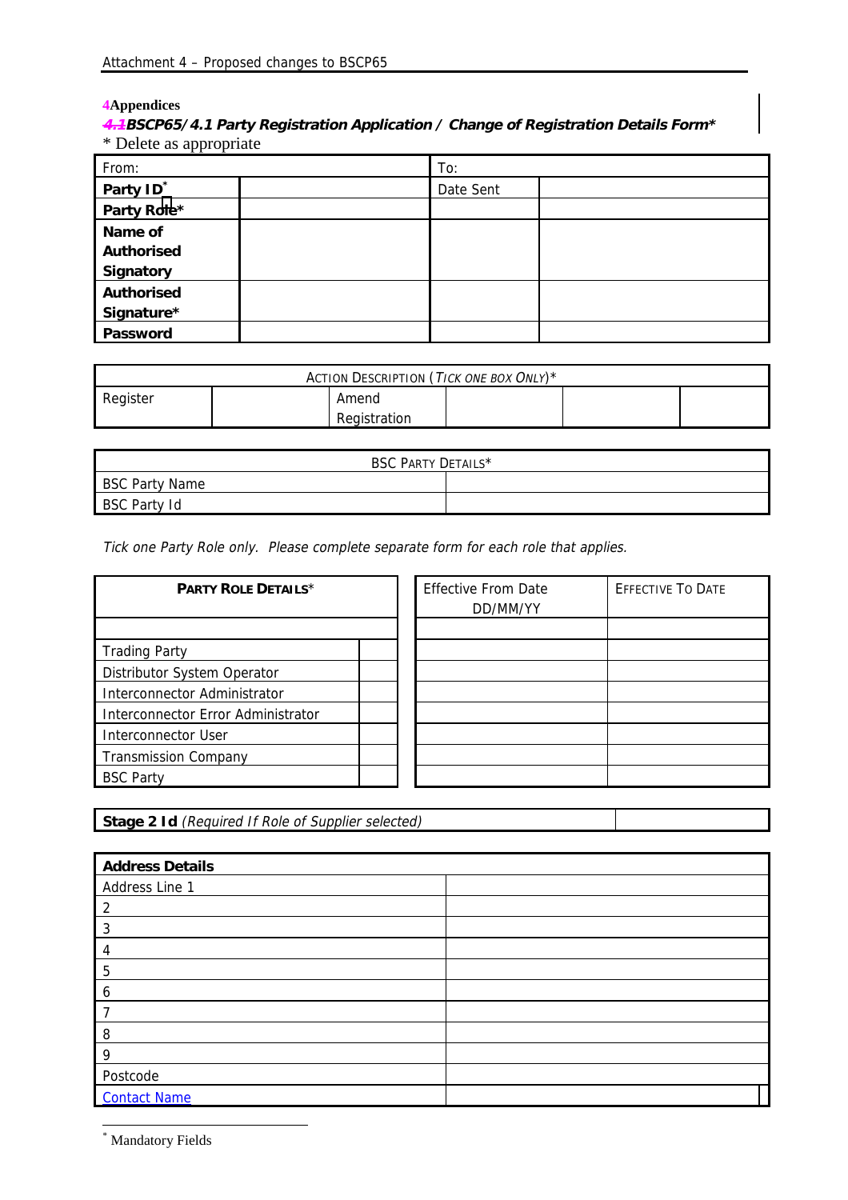# 4 Appendices

## ~~4.1~~ BSCP65/4.1 Party Registration Application / Change of Registration Details Form*

\* Delete as appropriate

| From: | | To: | |
|---|---|---|---|
| **Party ID**[*] | | Date Sent | |
| **Party Role*** | | | |
| **Name of Authorised Signatory** | | | |
| **Authorised Signature*** | | | |
| **Password** | | | |

| ACTION DESCRIPTION (*TICK ONE BOX ONLY*)* | | | | | |
|---|---|---|---|---|---|
| Register | | Amend Registration | | | |

| BSC PARTY DETAILS* | |
|---|---|
| BSC Party Name | |
| BSC Party Id | |

*Tick one Party Role only. Please complete separate form for each role that applies.*

| **PARTY ROLE DETAILS*** | | Effective From Date DD/MM/YY | EFFECTIVE TO DATE |
|---|---|---|---|
| | | | |
| Trading Party | | | |
| Distributor System Operator | | | |
| Interconnector Administrator | | | |
| Interconnector Error Administrator | | | |
| Interconnector User | | | |
| Transmission Company | | | |
| BSC Party | | | |

| **Stage 2 Id** *(Required If Role of Supplier selected)* | |
|---|---|

| **Address Details** | |
|---|---|
| Address Line 1 | |
| 2 | |
| 3 | |
| 4 | |
| 5 | |
| 6 | |
| 7 | |
| 8 | |
| 9 | |
| Postcode | |
| Contact Name | |

[*] Mandatory Fields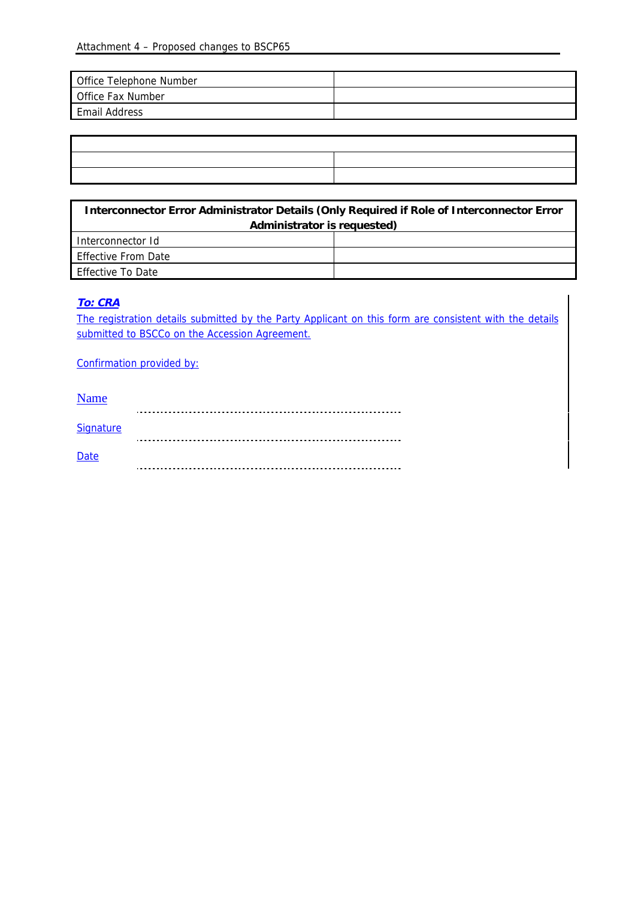| Office Telephone Number | |
|---|---|
| Office Fax Number | |
| Email Address | |

| | |
|---|---|
| | |
| | |

| **Interconnector Error Administrator Details (Only Required if Role of Interconnector Error Administrator is requested)** | |
|---|---|
| Interconnector Id | |
| Effective From Date | |
| Effective To Date | |

***To: CRA***

The registration details submitted by the Party Applicant on this form are consistent with the details submitted to BSCCo on the Accession Agreement.

Confirmation provided by:

Name ..................................................................

Signature ..................................................................

Date ..................................................................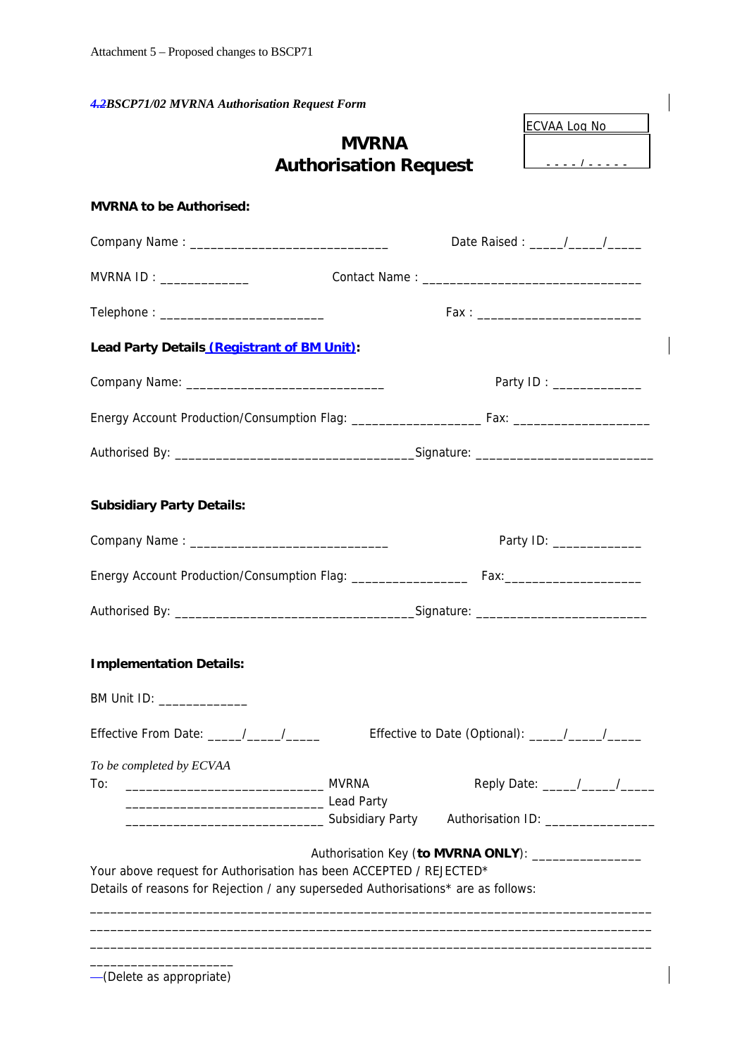*~~4.~~2BSCP71/02 MVRNA Authorisation Request Form*

| ECVAA Log No |
|---|
| - - - - / - - - - - |

# MVRNA Authorisation Request

**MVRNA to be Authorised:**

Company Name : ____________________________ Date Raised : _____/_____/_____

MVRNA ID : _____________ Contact Name : ________________________________

Telephone : ________________________ Fax : ________________________

**Lead Party Details (Registrant of BM Unit):**

Company Name: ____________________________ Party ID : _____________

Energy Account Production/Consumption Flag: ___________________ Fax: ____________________

Authorised By: __________________________________Signature: _________________________

**Subsidiary Party Details:**

Company Name : ____________________________ Party ID: _____________

Energy Account Production/Consumption Flag: _________________ Fax:____________________

Authorised By: __________________________________Signature: ________________________

**Implementation Details:**

BM Unit ID: _____________

Effective From Date: _____/_____/_____ Effective to Date (Optional): _____/_____/_____

*To be completed by ECVAA*

To: ____________________________ MVRNA Reply Date: _____/_____/_____

____________________________ Lead Party

____________________________ Subsidiary Party Authorisation ID: ________________

Authorisation Key (**to MVRNA ONLY**): ________________

Your above request for Authorisation has been ACCEPTED / REJECTED*

Details of reasons for Rejection / any superseded Authorisations* are as follows:

__________________________________________________________________________________

__________________________________________________________________________________

__________________________________________________________________________________

_____________________

—(Delete as appropriate)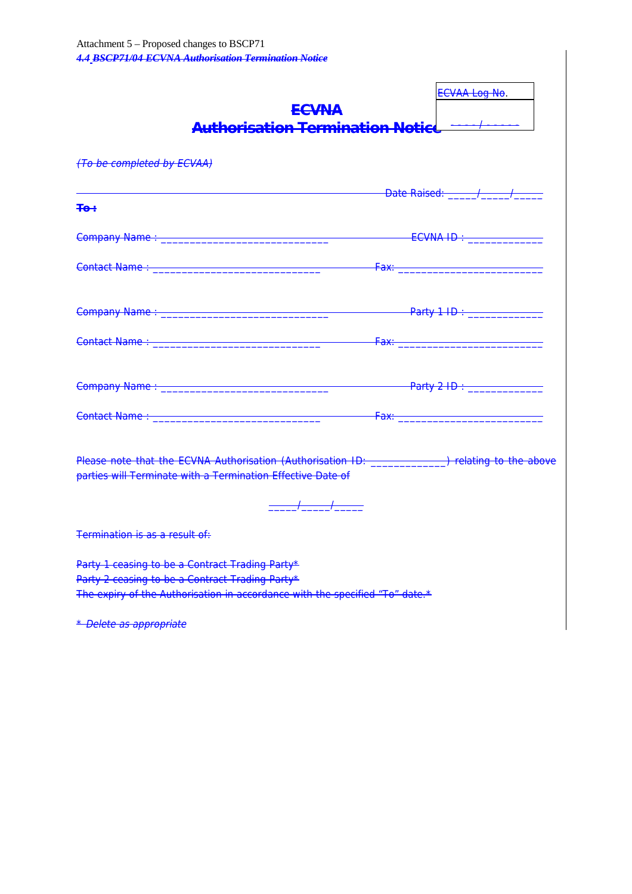Attachment 5 – Proposed changes to BSCP71

***4.4 BSCP71/04 ECVNA Authorisation Termination Notice***

| ECVAA Log No. |
|---|
| ____/_____ |

## ECVNA
## Authorisation Termination Notice

*(To be completed by ECVAA)*

Date Raised: _____/_____/_____

**To :**

Company Name : ____________________________ ECVNA ID : ____________

Contact Name : ____________________________ Fax: ________________________

Company Name : ____________________________ Party 1 ID : ____________

Contact Name : ____________________________ Fax: ________________________

Company Name : ____________________________ Party 2 ID : ____________

Contact Name : ____________________________ Fax: ________________________

Please note that the ECVNA Authorisation (Authorisation ID: ____________) relating to the above parties will Terminate with a Termination Effective Date of

_____/_____/_____

Termination is as a result of:

Party 1 ceasing to be a Contract Trading Party*
Party 2 ceasing to be a Contract Trading Party*
The expiry of the Authorisation in accordance with the specified "To" date.*

*\* Delete as appropriate*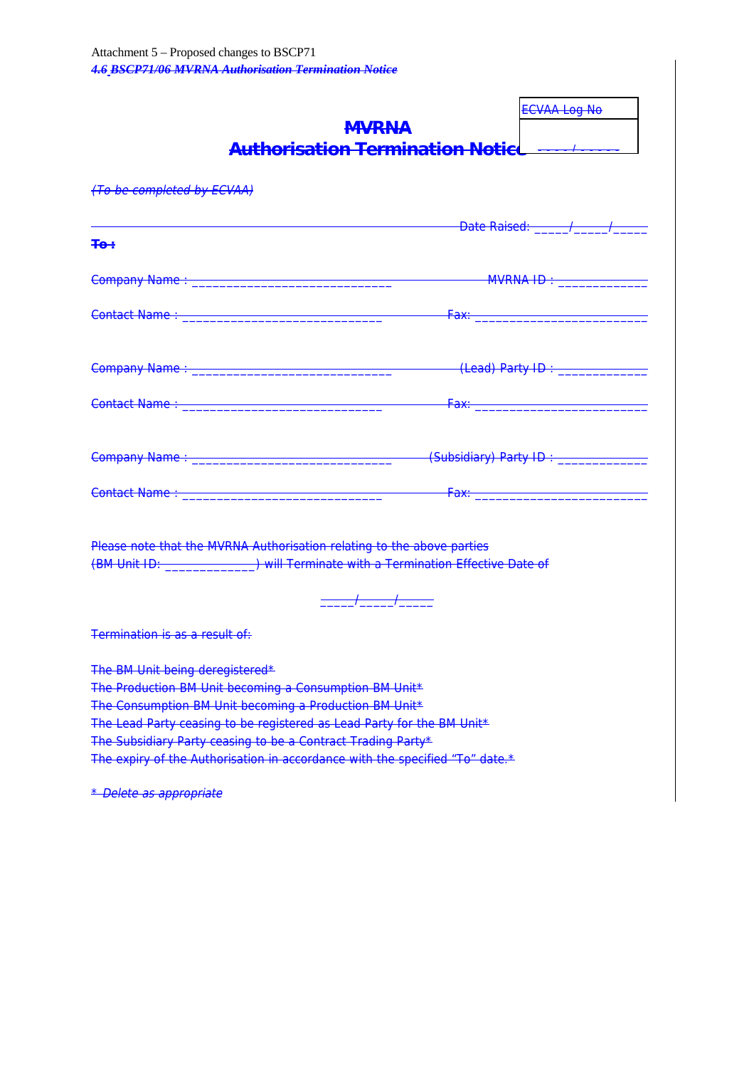Attachment 5 – Proposed changes to BSCP71

***4.6 BSCP71/06 MVRNA Authorisation Termination Notice***

| ECVAA Log No |
|---|
| ____ / _____ |

## MVRNA

## Authorisation Termination Notice

*(To be completed by ECVAA)*

Date Raised: _____/_____/_____

**To :**

Company Name : ____________________________ MVRNA ID : ____________

Contact Name : ____________________________ Fax: ______________________

Company Name : ____________________________ (Lead) Party ID : ____________

Contact Name : ____________________________ Fax: ______________________

Company Name : ____________________________ (Subsidiary) Party ID : ____________

Contact Name : ____________________________ Fax: ______________________

Please note that the MVRNA Authorisation relating to the above parties (BM Unit ID: ____________) will Terminate with a Termination Effective Date of

_____/_____/_____

Termination is as a result of:

The BM Unit being deregistered*
The Production BM Unit becoming a Consumption BM Unit*
The Consumption BM Unit becoming a Production BM Unit*
The Lead Party ceasing to be registered as Lead Party for the BM Unit*
The Subsidiary Party ceasing to be a Contract Trading Party*
The expiry of the Authorisation in accordance with the specified "To" date.*

*\* Delete as appropriate*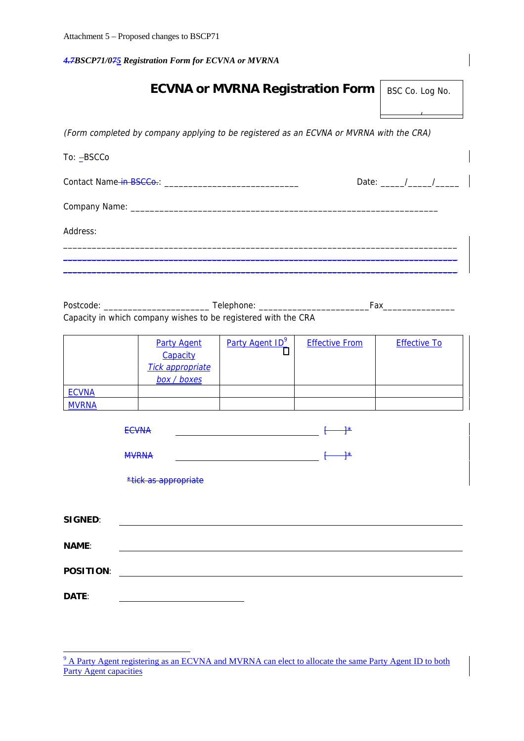Attachment 5 – Proposed changes to BSCP71

***~~4.7~~BSCP71/0~~7~~5 Registration Form for ECVNA or MVRNA***

# ECVNA or MVRNA Registration Form

| BSC Co. Log No. |
|---|
| / |

*(Form completed by company applying to be registered as an ECVNA or MVRNA with the CRA)*

To: BSCCo

Contact Name ~~in BSCCo.~~: ____________________________ Date: _____/_____/_____

Company Name: _________________________________________________________________

Address:

_________________________________________________________________________________

_________________________________________________________________________________

_________________________________________________________________________________

Postcode: ______________________ Telephone: _______________________Fax_______________

Capacity in which company wishes to be registered with the CRA

| | Party Agent Capacity *Tick appropriate box / boxes* | Party Agent ID[9] | Effective From | Effective To |
|---|---|---|---|---|
| ECVNA | | | | |
| MVRNA | | | | |

~~ECVNA ______________________________ [ ]*~~

~~MVRNA ______________________________ [ ]*~~

~~*tick as appropriate~~

**SIGNED**: ____________________________________________

**NAME**: ____________________________________________

**POSITION**: ____________________________________________

**DATE**: ____________________

[9] A Party Agent registering as an ECVNA and MVRNA can elect to allocate the same Party Agent ID to both Party Agent capacities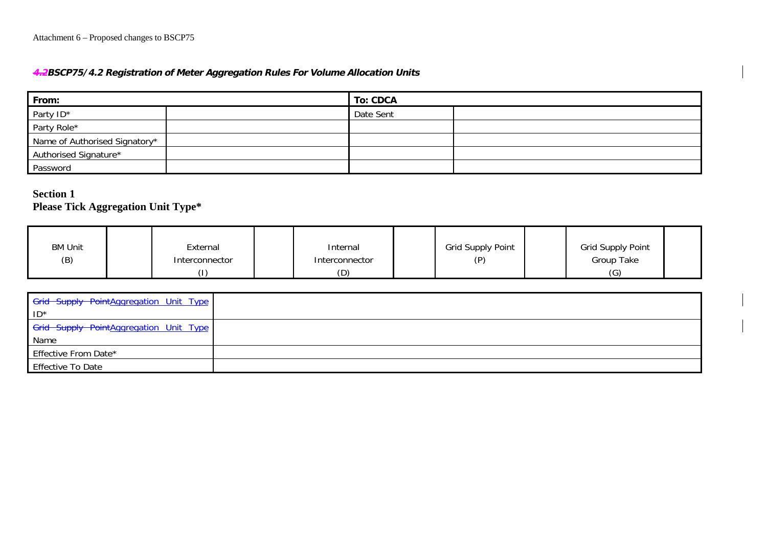### ~~4.2~~BSCP75/4.2 Registration of Meter Aggregation Rules For Volume Allocation Units

| From: | | To: CDCA | |
|---|---|---|---|
| Party ID* | | Date Sent | |
| Party Role* | | | |
| Name of Authorised Signatory* | | | |
| Authorised Signature* | | | |
| Password | | | |

**Section 1**
**Please Tick Aggregation Unit Type***

| BM Unit (B) | | External Interconnector (I) | | Internal Interconnector (D) | | Grid Supply Point (P) | | Grid Supply Point Group Take (G) | |
|---|---|---|---|---|---|---|---|---|---|

| | |
|---|---|
| ~~Grid Supply Point~~Aggregation Unit Type ID* | |
| ~~Grid Supply Point~~Aggregation Unit Type Name | |
| Effective From Date* | |
| Effective To Date | |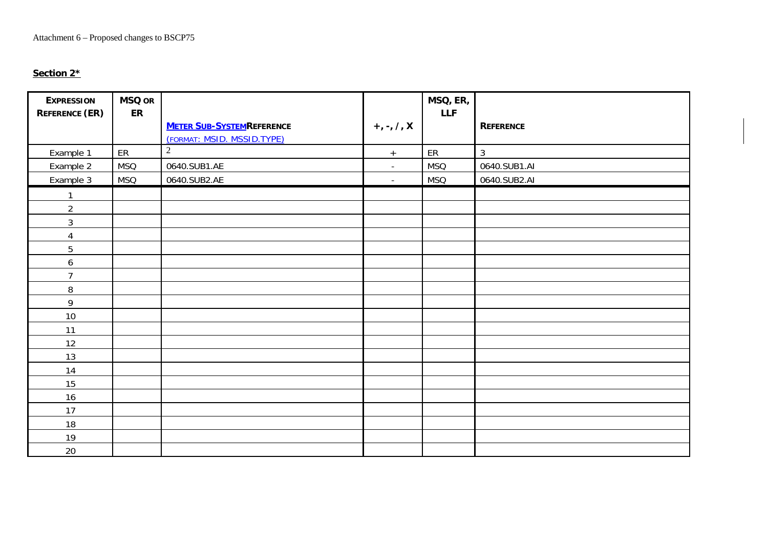Attachment 6 – Proposed changes to BSCP75

**Section 2***

| EXPRESSION REFERENCE (ER) | MSQ OR ER | METER SUB-SYSTEM REFERENCE (FORMAT: MSID. MSSID.TYPE) | +, -, /, X | MSQ, ER, LLF | REFERENCE |
|---|---|---|---|---|---|
| Example 1 | ER | 2 | + | ER | 3 |
| Example 2 | MSQ | 0640.SUB1.AE | - | MSQ | 0640.SUB1.AI |
| Example 3 | MSQ | 0640.SUB2.AE | - | MSQ | 0640.SUB2.AI |
| 1 | | | | | |
| 2 | | | | | |
| 3 | | | | | |
| 4 | | | | | |
| 5 | | | | | |
| 6 | | | | | |
| 7 | | | | | |
| 8 | | | | | |
| 9 | | | | | |
| 10 | | | | | |
| 11 | | | | | |
| 12 | | | | | |
| 13 | | | | | |
| 14 | | | | | |
| 15 | | | | | |
| 16 | | | | | |
| 17 | | | | | |
| 18 | | | | | |
| 19 | | | | | |
| 20 | | | | | |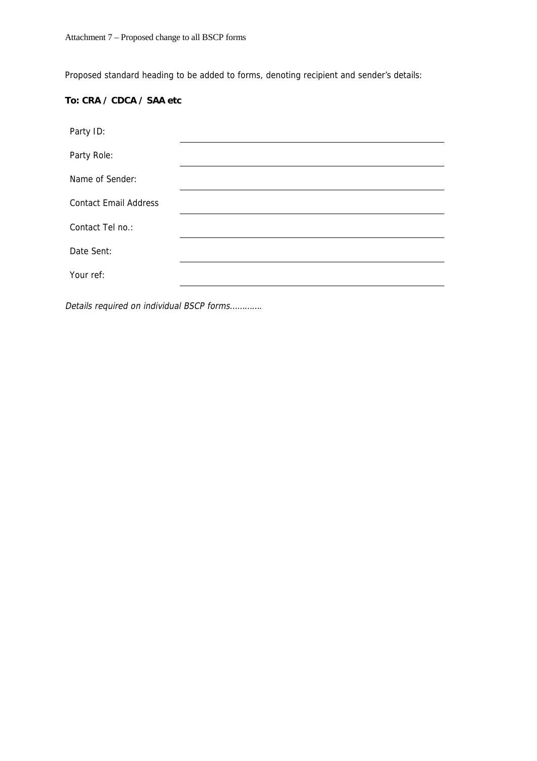Attachment 7 – Proposed change to all BSCP forms

Proposed standard heading to be added to forms, denoting recipient and sender's details:

**To: CRA / CDCA / SAA etc**

| | |
|---|---|
| Party ID: | |
| Party Role: | |
| Name of Sender: | |
| Contact Email Address | |
| Contact Tel no.: | |
| Date Sent: | |
| Your ref: | |

*Details required on individual BSCP forms…………*